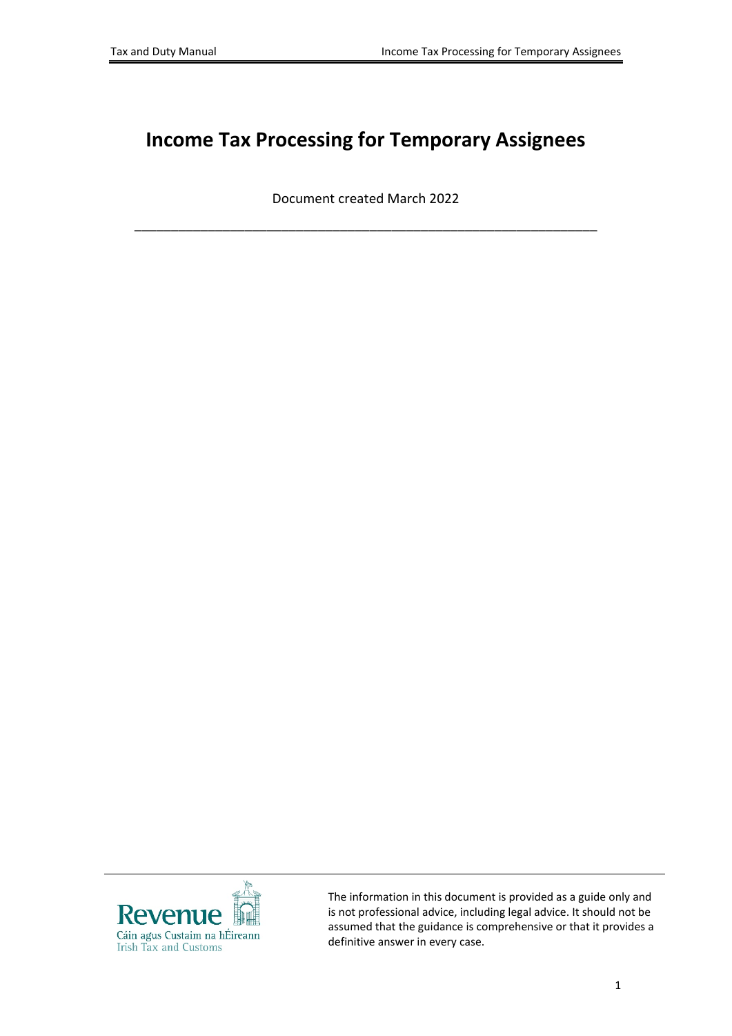# Income Tax Processing for Temporary Assignees

Document created March 2022

---

The information in this document is provided as a guide only and is not professional advice, including legal advice. It should not be assumed that the guidance is comprehensive or that it provides a definitive answer in every case.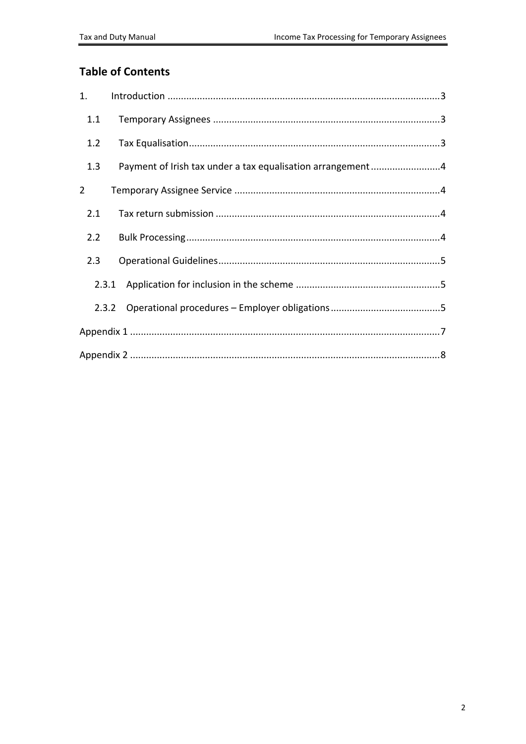## Table of Contents

1. Introduction .....................................................................................................3
   - 1.1 Temporary Assignees ....................................................................................3
   - 1.2 Tax Equalisation.............................................................................................3
   - 1.3 Payment of Irish tax under a tax equalisation arrangement ..........................4
2 Temporary Assignee Service ............................................................................4
   - 2.1 Tax return submission ...................................................................................4
   - 2.2 Bulk Processing..............................................................................................4
   - 2.3 Operational Guidelines...................................................................................5
     - 2.3.1 Application for inclusion in the scheme ......................................................5
     - 2.3.2 Operational procedures – Employer obligations .........................................5

Appendix 1 ...................................................................................................................7

Appendix 2 ...................................................................................................................8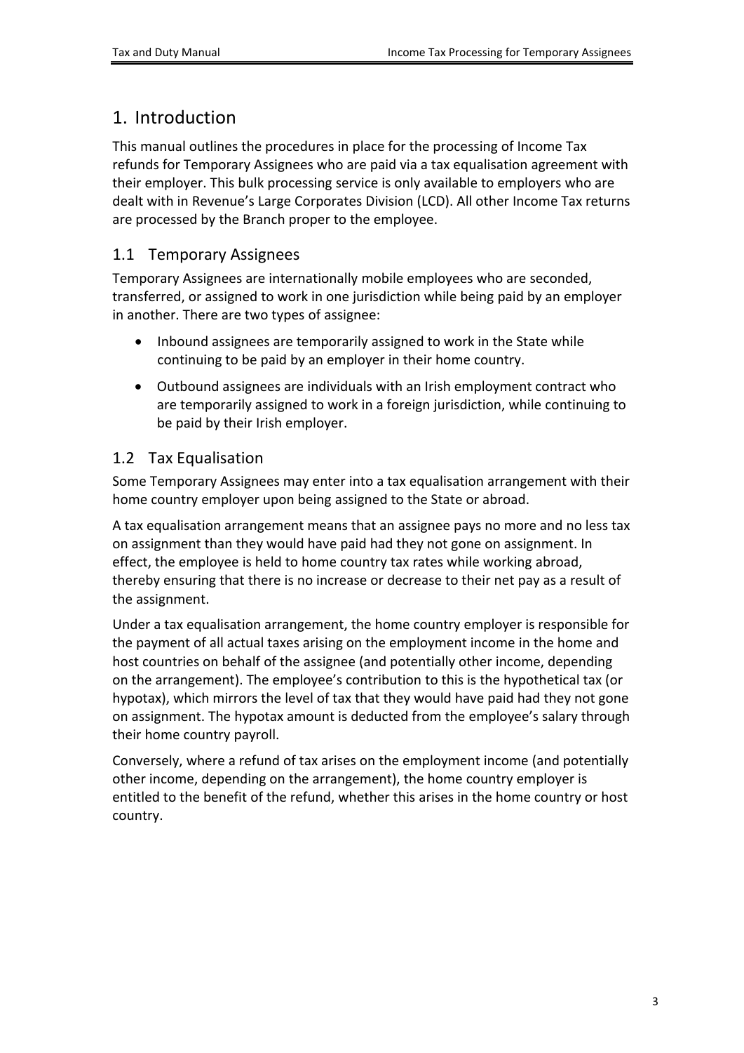# 1. Introduction

This manual outlines the procedures in place for the processing of Income Tax refunds for Temporary Assignees who are paid via a tax equalisation agreement with their employer. This bulk processing service is only available to employers who are dealt with in Revenue's Large Corporates Division (LCD). All other Income Tax returns are processed by the Branch proper to the employee.

## 1.1 Temporary Assignees

Temporary Assignees are internationally mobile employees who are seconded, transferred, or assigned to work in one jurisdiction while being paid by an employer in another. There are two types of assignee:

- Inbound assignees are temporarily assigned to work in the State while continuing to be paid by an employer in their home country.
- Outbound assignees are individuals with an Irish employment contract who are temporarily assigned to work in a foreign jurisdiction, while continuing to be paid by their Irish employer.

## 1.2 Tax Equalisation

Some Temporary Assignees may enter into a tax equalisation arrangement with their home country employer upon being assigned to the State or abroad.

A tax equalisation arrangement means that an assignee pays no more and no less tax on assignment than they would have paid had they not gone on assignment. In effect, the employee is held to home country tax rates while working abroad, thereby ensuring that there is no increase or decrease to their net pay as a result of the assignment.

Under a tax equalisation arrangement, the home country employer is responsible for the payment of all actual taxes arising on the employment income in the home and host countries on behalf of the assignee (and potentially other income, depending on the arrangement). The employee's contribution to this is the hypothetical tax (or hypotax), which mirrors the level of tax that they would have paid had they not gone on assignment. The hypotax amount is deducted from the employee's salary through their home country payroll.

Conversely, where a refund of tax arises on the employment income (and potentially other income, depending on the arrangement), the home country employer is entitled to the benefit of the refund, whether this arises in the home country or host country.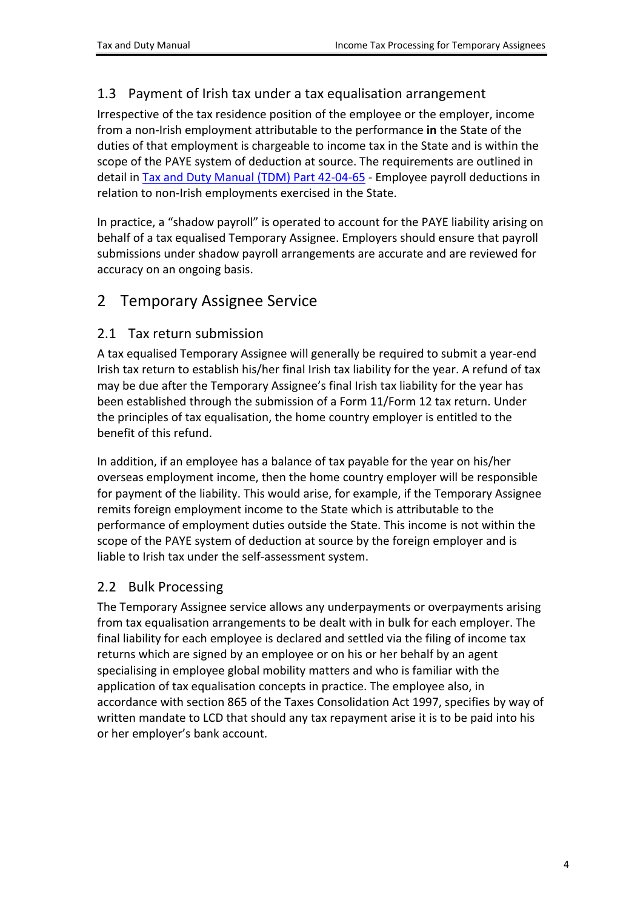### 1.3 Payment of Irish tax under a tax equalisation arrangement

Irrespective of the tax residence position of the employee or the employer, income from a non-Irish employment attributable to the performance **in** the State of the duties of that employment is chargeable to income tax in the State and is within the scope of the PAYE system of deduction at source. The requirements are outlined in detail in [Tax and Duty Manual (TDM) Part 42-04-65]() - Employee payroll deductions in relation to non-Irish employments exercised in the State.

In practice, a "shadow payroll" is operated to account for the PAYE liability arising on behalf of a tax equalised Temporary Assignee. Employers should ensure that payroll submissions under shadow payroll arrangements are accurate and are reviewed for accuracy on an ongoing basis.

## 2 Temporary Assignee Service

### 2.1 Tax return submission

A tax equalised Temporary Assignee will generally be required to submit a year-end Irish tax return to establish his/her final Irish tax liability for the year. A refund of tax may be due after the Temporary Assignee's final Irish tax liability for the year has been established through the submission of a Form 11/Form 12 tax return. Under the principles of tax equalisation, the home country employer is entitled to the benefit of this refund.

In addition, if an employee has a balance of tax payable for the year on his/her overseas employment income, then the home country employer will be responsible for payment of the liability. This would arise, for example, if the Temporary Assignee remits foreign employment income to the State which is attributable to the performance of employment duties outside the State. This income is not within the scope of the PAYE system of deduction at source by the foreign employer and is liable to Irish tax under the self-assessment system.

### 2.2 Bulk Processing

The Temporary Assignee service allows any underpayments or overpayments arising from tax equalisation arrangements to be dealt with in bulk for each employer. The final liability for each employee is declared and settled via the filing of income tax returns which are signed by an employee or on his or her behalf by an agent specialising in employee global mobility matters and who is familiar with the application of tax equalisation concepts in practice. The employee also, in accordance with section 865 of the Taxes Consolidation Act 1997, specifies by way of written mandate to LCD that should any tax repayment arise it is to be paid into his or her employer's bank account.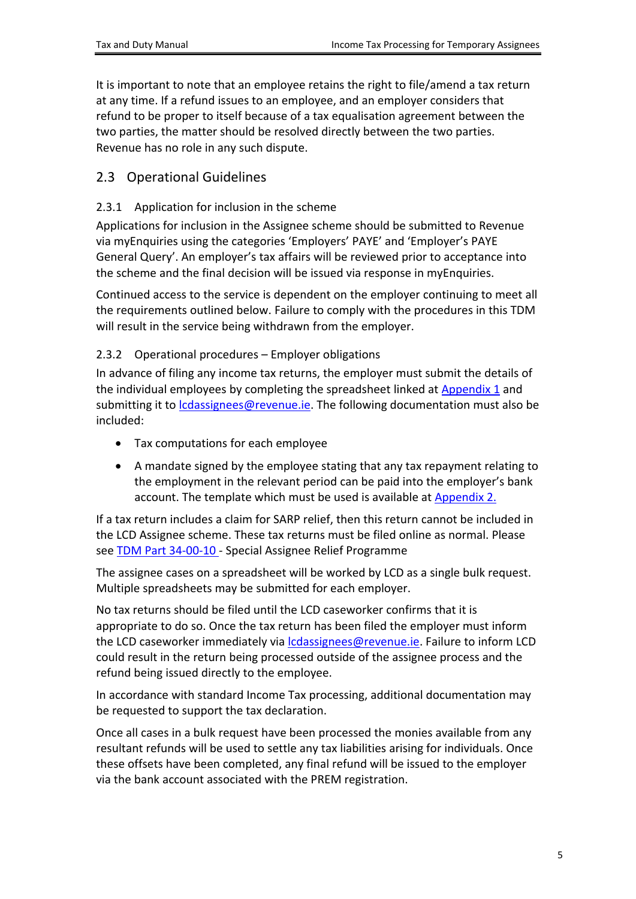It is important to note that an employee retains the right to file/amend a tax return at any time. If a refund issues to an employee, and an employer considers that refund to be proper to itself because of a tax equalisation agreement between the two parties, the matter should be resolved directly between the two parties. Revenue has no role in any such dispute.

## 2.3 Operational Guidelines

### 2.3.1 Application for inclusion in the scheme

Applications for inclusion in the Assignee scheme should be submitted to Revenue via myEnquiries using the categories 'Employers' PAYE' and 'Employer's PAYE General Query'. An employer's tax affairs will be reviewed prior to acceptance into the scheme and the final decision will be issued via response in myEnquiries.

Continued access to the service is dependent on the employer continuing to meet all the requirements outlined below. Failure to comply with the procedures in this TDM will result in the service being withdrawn from the employer.

### 2.3.2 Operational procedures – Employer obligations

In advance of filing any income tax returns, the employer must submit the details of the individual employees by completing the spreadsheet linked at Appendix 1 and submitting it to lcdassignees@revenue.ie. The following documentation must also be included:

- Tax computations for each employee
- A mandate signed by the employee stating that any tax repayment relating to the employment in the relevant period can be paid into the employer's bank account. The template which must be used is available at Appendix 2.

If a tax return includes a claim for SARP relief, then this return cannot be included in the LCD Assignee scheme. These tax returns must be filed online as normal. Please see TDM Part 34-00-10 - Special Assignee Relief Programme

The assignee cases on a spreadsheet will be worked by LCD as a single bulk request. Multiple spreadsheets may be submitted for each employer.

No tax returns should be filed until the LCD caseworker confirms that it is appropriate to do so. Once the tax return has been filed the employer must inform the LCD caseworker immediately via lcdassignees@revenue.ie. Failure to inform LCD could result in the return being processed outside of the assignee process and the refund being issued directly to the employee.

In accordance with standard Income Tax processing, additional documentation may be requested to support the tax declaration.

Once all cases in a bulk request have been processed the monies available from any resultant refunds will be used to settle any tax liabilities arising for individuals. Once these offsets have been completed, any final refund will be issued to the employer via the bank account associated with the PREM registration.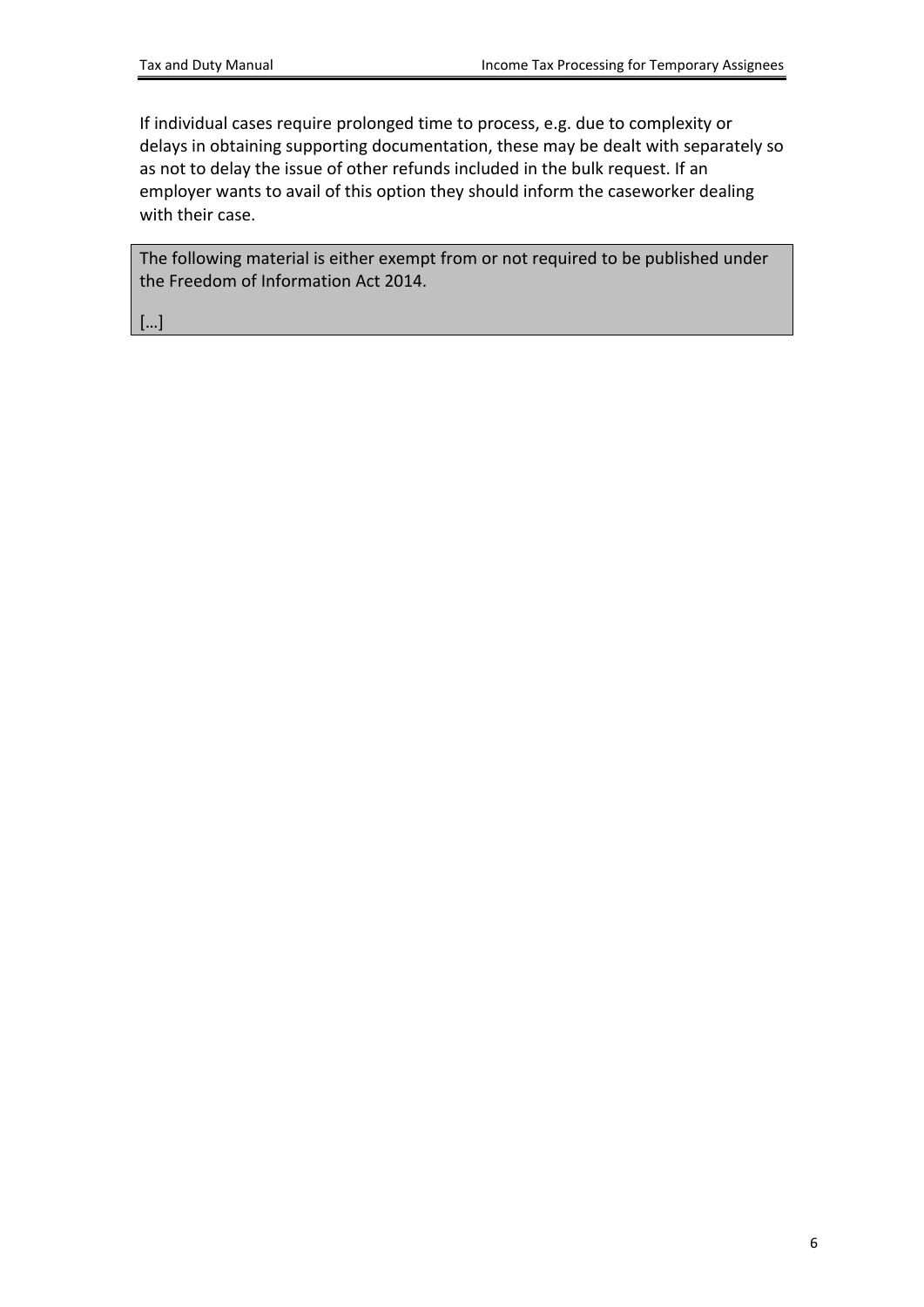If individual cases require prolonged time to process, e.g. due to complexity or delays in obtaining supporting documentation, these may be dealt with separately so as not to delay the issue of other refunds included in the bulk request. If an employer wants to avail of this option they should inform the caseworker dealing with their case.

The following material is either exempt from or not required to be published under the Freedom of Information Act 2014.

[…]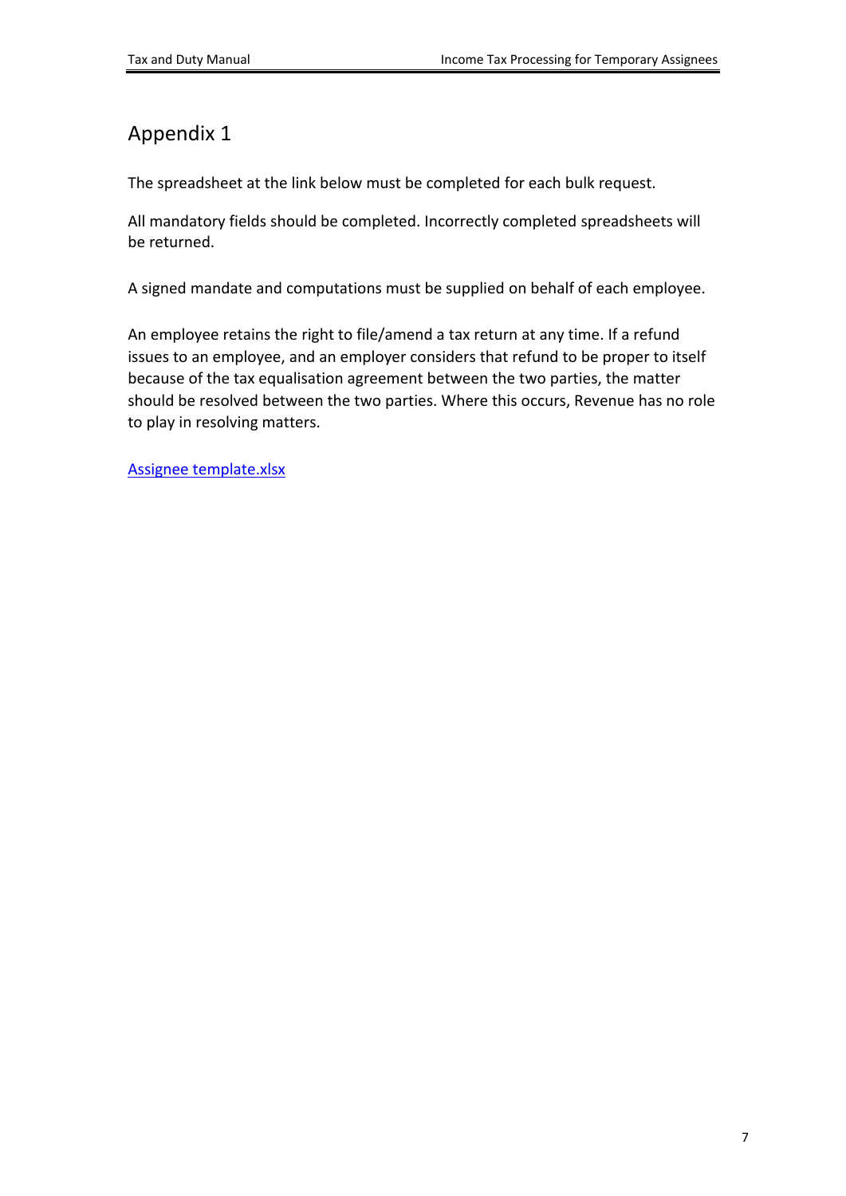# Appendix 1

The spreadsheet at the link below must be completed for each bulk request.

All mandatory fields should be completed. Incorrectly completed spreadsheets will be returned.

A signed mandate and computations must be supplied on behalf of each employee.

An employee retains the right to file/amend a tax return at any time. If a refund issues to an employee, and an employer considers that refund to be proper to itself because of the tax equalisation agreement between the two parties, the matter should be resolved between the two parties. Where this occurs, Revenue has no role to play in resolving matters.

Assignee template.xlsx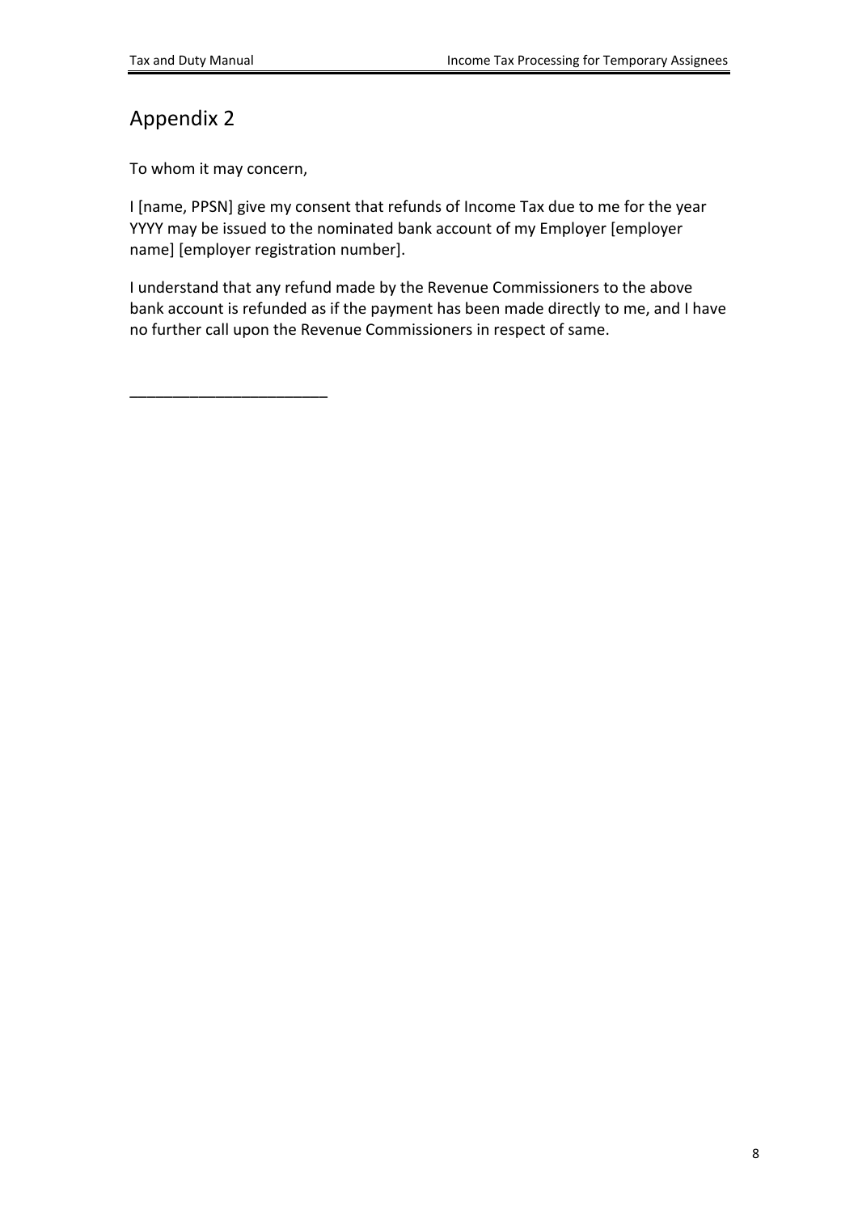# Appendix 2

To whom it may concern,

I [name, PPSN] give my consent that refunds of Income Tax due to me for the year YYYY may be issued to the nominated bank account of my Employer [employer name] [employer registration number].

I understand that any refund made by the Revenue Commissioners to the above bank account is refunded as if the payment has been made directly to me, and I have no further call upon the Revenue Commissioners in respect of same.

\_\_\_\_\_\_\_\_\_\_\_\_\_\_\_\_\_\_\_\_\_\_\_\_